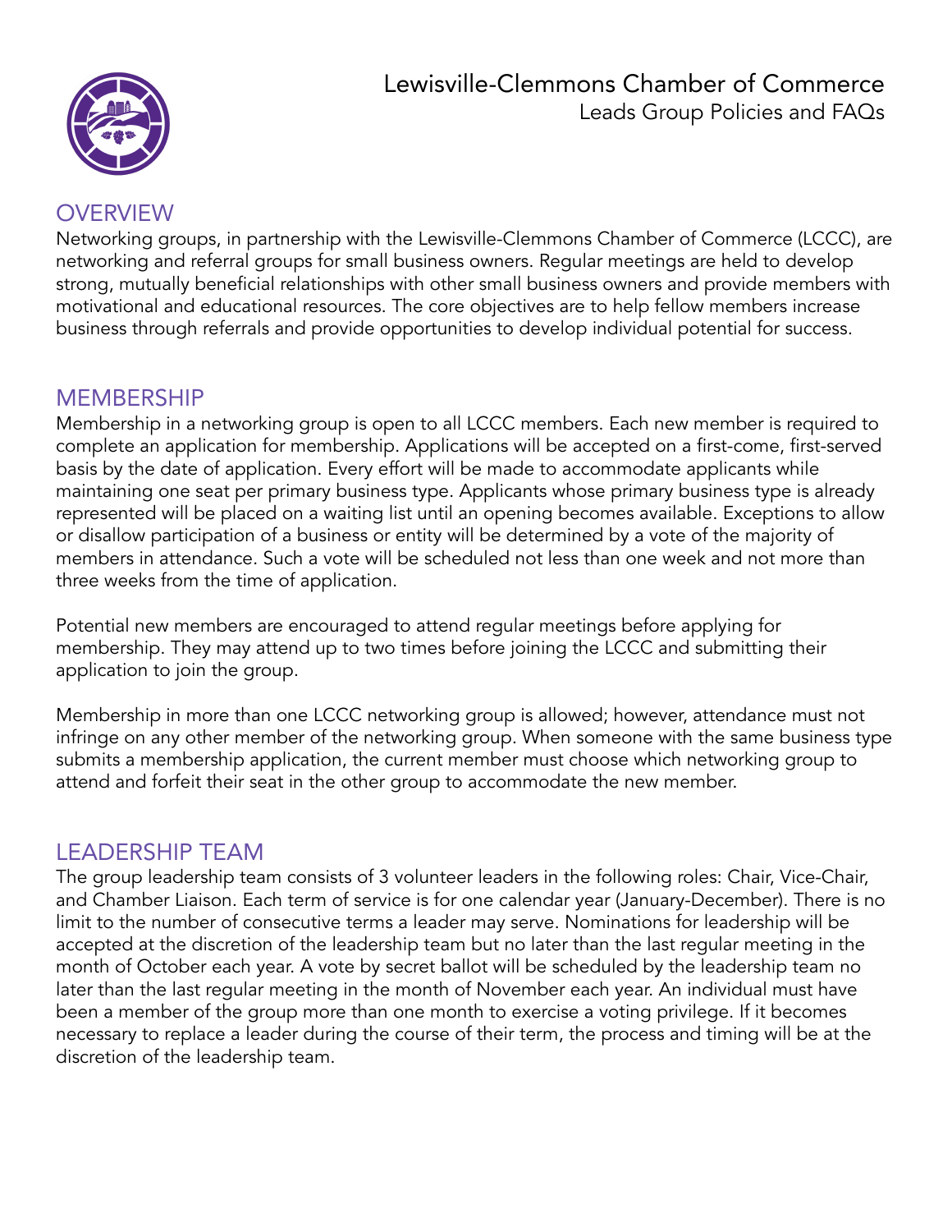# Lewisville-Clemmons Chamber of Commerce

Leads Group Policies and FAQs

## OVERVIEW

Networking groups, in partnership with the Lewisville-Clemmons Chamber of Commerce (LCCC), are networking and referral groups for small business owners. Regular meetings are held to develop strong, mutually beneficial relationships with other small business owners and provide members with motivational and educational resources. The core objectives are to help fellow members increase business through referrals and provide opportunities to develop individual potential for success.

## MEMBERSHIP

Membership in a networking group is open to all LCCC members. Each new member is required to complete an application for membership. Applications will be accepted on a first-come, first-served basis by the date of application. Every effort will be made to accommodate applicants while maintaining one seat per primary business type. Applicants whose primary business type is already represented will be placed on a waiting list until an opening becomes available. Exceptions to allow or disallow participation of a business or entity will be determined by a vote of the majority of members in attendance. Such a vote will be scheduled not less than one week and not more than three weeks from the time of application.

Potential new members are encouraged to attend regular meetings before applying for membership. They may attend up to two times before joining the LCCC and submitting their application to join the group.

Membership in more than one LCCC networking group is allowed; however, attendance must not infringe on any other member of the networking group. When someone with the same business type submits a membership application, the current member must choose which networking group to attend and forfeit their seat in the other group to accommodate the new member.

## LEADERSHIP TEAM

The group leadership team consists of 3 volunteer leaders in the following roles: Chair, Vice-Chair, and Chamber Liaison. Each term of service is for one calendar year (January-December). There is no limit to the number of consecutive terms a leader may serve. Nominations for leadership will be accepted at the discretion of the leadership team but no later than the last regular meeting in the month of October each year. A vote by secret ballot will be scheduled by the leadership team no later than the last regular meeting in the month of November each year. An individual must have been a member of the group more than one month to exercise a voting privilege. If it becomes necessary to replace a leader during the course of their term, the process and timing will be at the discretion of the leadership team.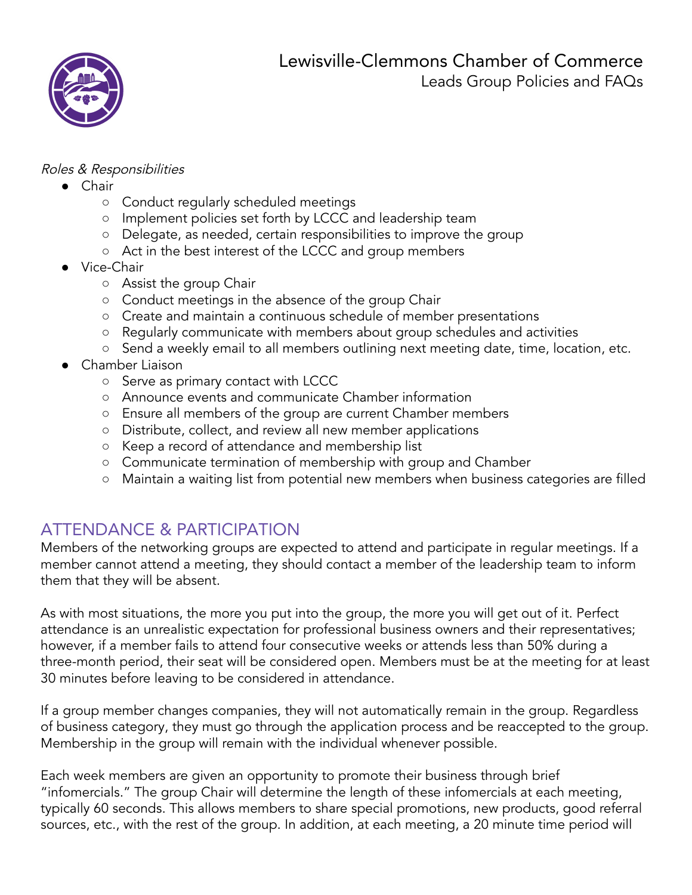*Roles & Responsibilities*

- Chair
  - Conduct regularly scheduled meetings
  - Implement policies set forth by LCCC and leadership team
  - Delegate, as needed, certain responsibilities to improve the group
  - Act in the best interest of the LCCC and group members
- Vice-Chair
  - Assist the group Chair
  - Conduct meetings in the absence of the group Chair
  - Create and maintain a continuous schedule of member presentations
  - Regularly communicate with members about group schedules and activities
  - Send a weekly email to all members outlining next meeting date, time, location, etc.
- Chamber Liaison
  - Serve as primary contact with LCCC
  - Announce events and communicate Chamber information
  - Ensure all members of the group are current Chamber members
  - Distribute, collect, and review all new member applications
  - Keep a record of attendance and membership list
  - Communicate termination of membership with group and Chamber
  - Maintain a waiting list from potential new members when business categories are filled

## ATTENDANCE & PARTICIPATION

Members of the networking groups are expected to attend and participate in regular meetings. If a member cannot attend a meeting, they should contact a member of the leadership team to inform them that they will be absent.

As with most situations, the more you put into the group, the more you will get out of it. Perfect attendance is an unrealistic expectation for professional business owners and their representatives; however, if a member fails to attend four consecutive weeks or attends less than 50% during a three-month period, their seat will be considered open. Members must be at the meeting for at least 30 minutes before leaving to be considered in attendance.

If a group member changes companies, they will not automatically remain in the group. Regardless of business category, they must go through the application process and be reaccepted to the group. Membership in the group will remain with the individual whenever possible.

Each week members are given an opportunity to promote their business through brief "infomercials." The group Chair will determine the length of these infomercials at each meeting, typically 60 seconds. This allows members to share special promotions, new products, good referral sources, etc., with the rest of the group. In addition, at each meeting, a 20 minute time period will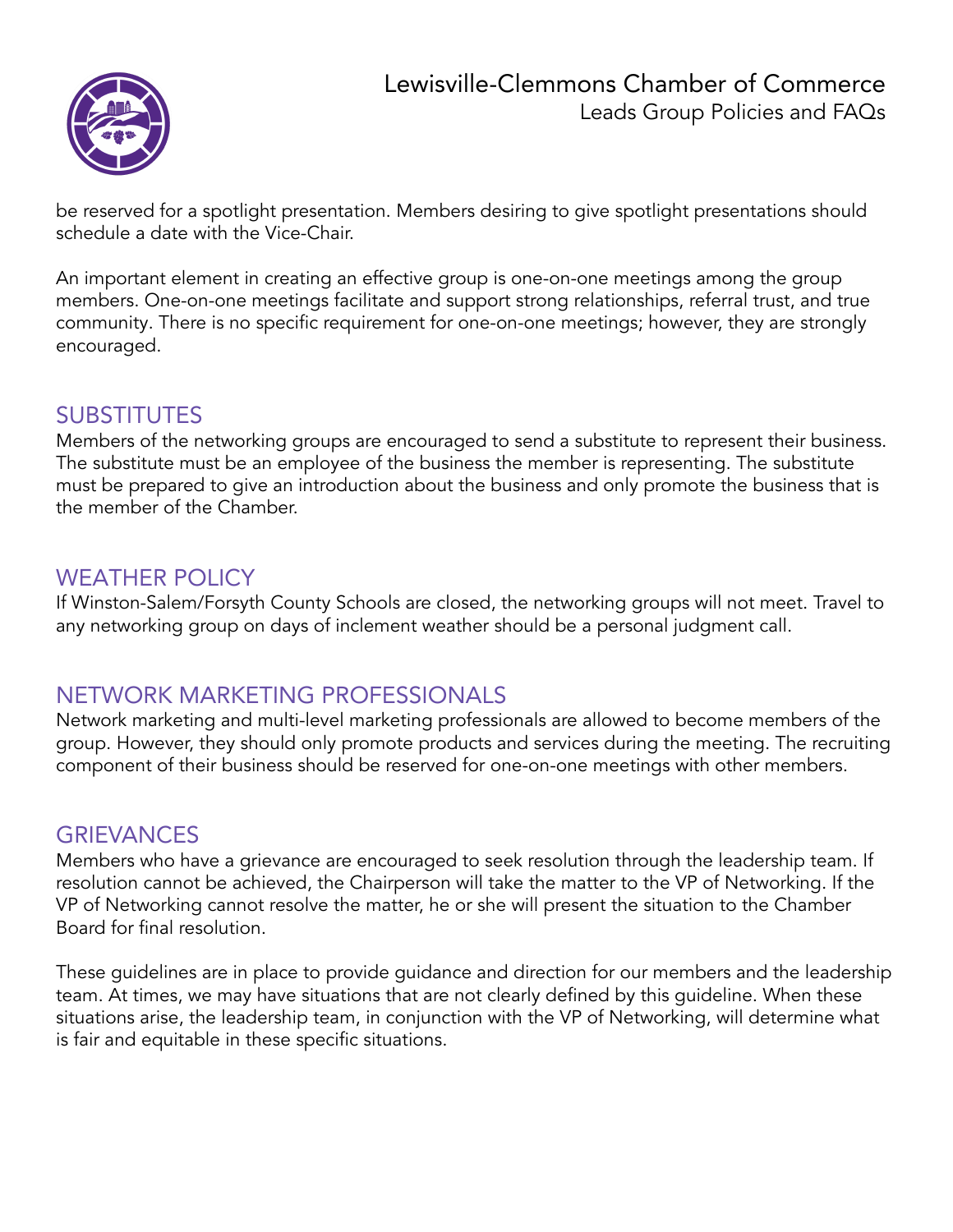be reserved for a spotlight presentation. Members desiring to give spotlight presentations should schedule a date with the Vice-Chair.

An important element in creating an effective group is one-on-one meetings among the group members. One-on-one meetings facilitate and support strong relationships, referral trust, and true community. There is no specific requirement for one-on-one meetings; however, they are strongly encouraged.

## SUBSTITUTES

Members of the networking groups are encouraged to send a substitute to represent their business. The substitute must be an employee of the business the member is representing. The substitute must be prepared to give an introduction about the business and only promote the business that is the member of the Chamber.

## WEATHER POLICY

If Winston-Salem/Forsyth County Schools are closed, the networking groups will not meet. Travel to any networking group on days of inclement weather should be a personal judgment call.

## NETWORK MARKETING PROFESSIONALS

Network marketing and multi-level marketing professionals are allowed to become members of the group. However, they should only promote products and services during the meeting. The recruiting component of their business should be reserved for one-on-one meetings with other members.

## GRIEVANCES

Members who have a grievance are encouraged to seek resolution through the leadership team. If resolution cannot be achieved, the Chairperson will take the matter to the VP of Networking. If the VP of Networking cannot resolve the matter, he or she will present the situation to the Chamber Board for final resolution.

These guidelines are in place to provide guidance and direction for our members and the leadership team. At times, we may have situations that are not clearly defined by this guideline. When these situations arise, the leadership team, in conjunction with the VP of Networking, will determine what is fair and equitable in these specific situations.